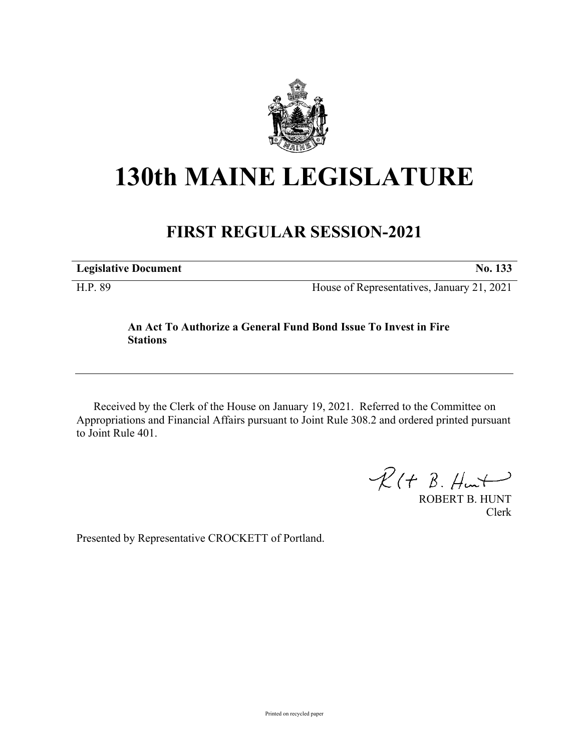# 130th MAINE LEGISLATURE

## FIRST REGULAR SESSION-2021

| **Legislative Document** | **No. 133** |
|---|---|
| H.P. 89 | House of Representatives, January 21, 2021 |

**An Act To Authorize a General Fund Bond Issue To Invest in Fire Stations**

Received by the Clerk of the House on January 19, 2021. Referred to the Committee on Appropriations and Financial Affairs pursuant to Joint Rule 308.2 and ordered printed pursuant to Joint Rule 401.

ROBERT B. HUNT
Clerk

Presented by Representative CROCKETT of Portland.

Printed on recycled paper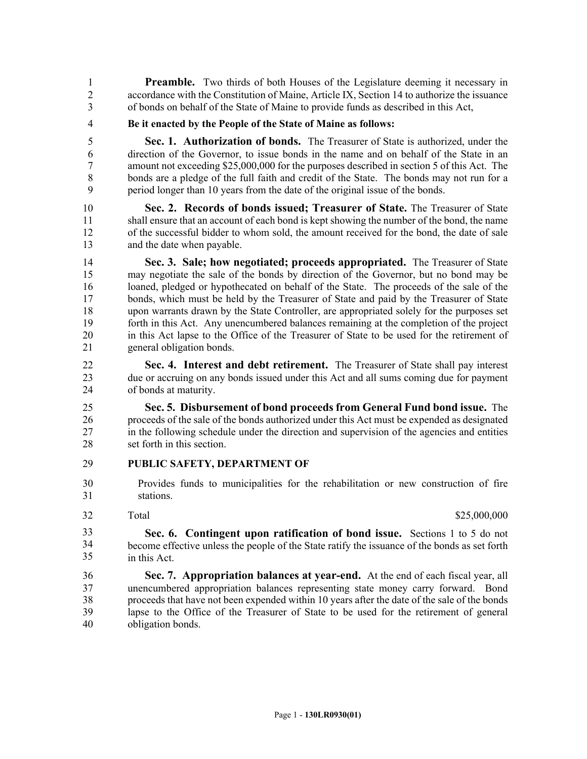**Preamble.** Two thirds of both Houses of the Legislature deeming it necessary in accordance with the Constitution of Maine, Article IX, Section 14 to authorize the issuance of bonds on behalf of the State of Maine to provide funds as described in this Act,

**Be it enacted by the People of the State of Maine as follows:**

**Sec. 1. Authorization of bonds.** The Treasurer of State is authorized, under the direction of the Governor, to issue bonds in the name and on behalf of the State in an amount not exceeding $25,000,000 for the purposes described in section 5 of this Act. The bonds are a pledge of the full faith and credit of the State. The bonds may not run for a period longer than 10 years from the date of the original issue of the bonds.

**Sec. 2. Records of bonds issued; Treasurer of State.** The Treasurer of State shall ensure that an account of each bond is kept showing the number of the bond, the name of the successful bidder to whom sold, the amount received for the bond, the date of sale and the date when payable.

**Sec. 3. Sale; how negotiated; proceeds appropriated.** The Treasurer of State may negotiate the sale of the bonds by direction of the Governor, but no bond may be loaned, pledged or hypothecated on behalf of the State. The proceeds of the sale of the bonds, which must be held by the Treasurer of State and paid by the Treasurer of State upon warrants drawn by the State Controller, are appropriated solely for the purposes set forth in this Act. Any unencumbered balances remaining at the completion of the project in this Act lapse to the Office of the Treasurer of State to be used for the retirement of general obligation bonds.

**Sec. 4. Interest and debt retirement.** The Treasurer of State shall pay interest due or accruing on any bonds issued under this Act and all sums coming due for payment of bonds at maturity.

**Sec. 5. Disbursement of bond proceeds from General Fund bond issue.** The proceeds of the sale of the bonds authorized under this Act must be expended as designated in the following schedule under the direction and supervision of the agencies and entities set forth in this section.

**PUBLIC SAFETY, DEPARTMENT OF**

Provides funds to municipalities for the rehabilitation or new construction of fire stations.

| Total | $25,000,000 |
|---|---|

**Sec. 6. Contingent upon ratification of bond issue.** Sections 1 to 5 do not become effective unless the people of the State ratify the issuance of the bonds as set forth in this Act.

**Sec. 7. Appropriation balances at year-end.** At the end of each fiscal year, all unencumbered appropriation balances representing state money carry forward. Bond proceeds that have not been expended within 10 years after the date of the sale of the bonds lapse to the Office of the Treasurer of State to be used for the retirement of general obligation bonds.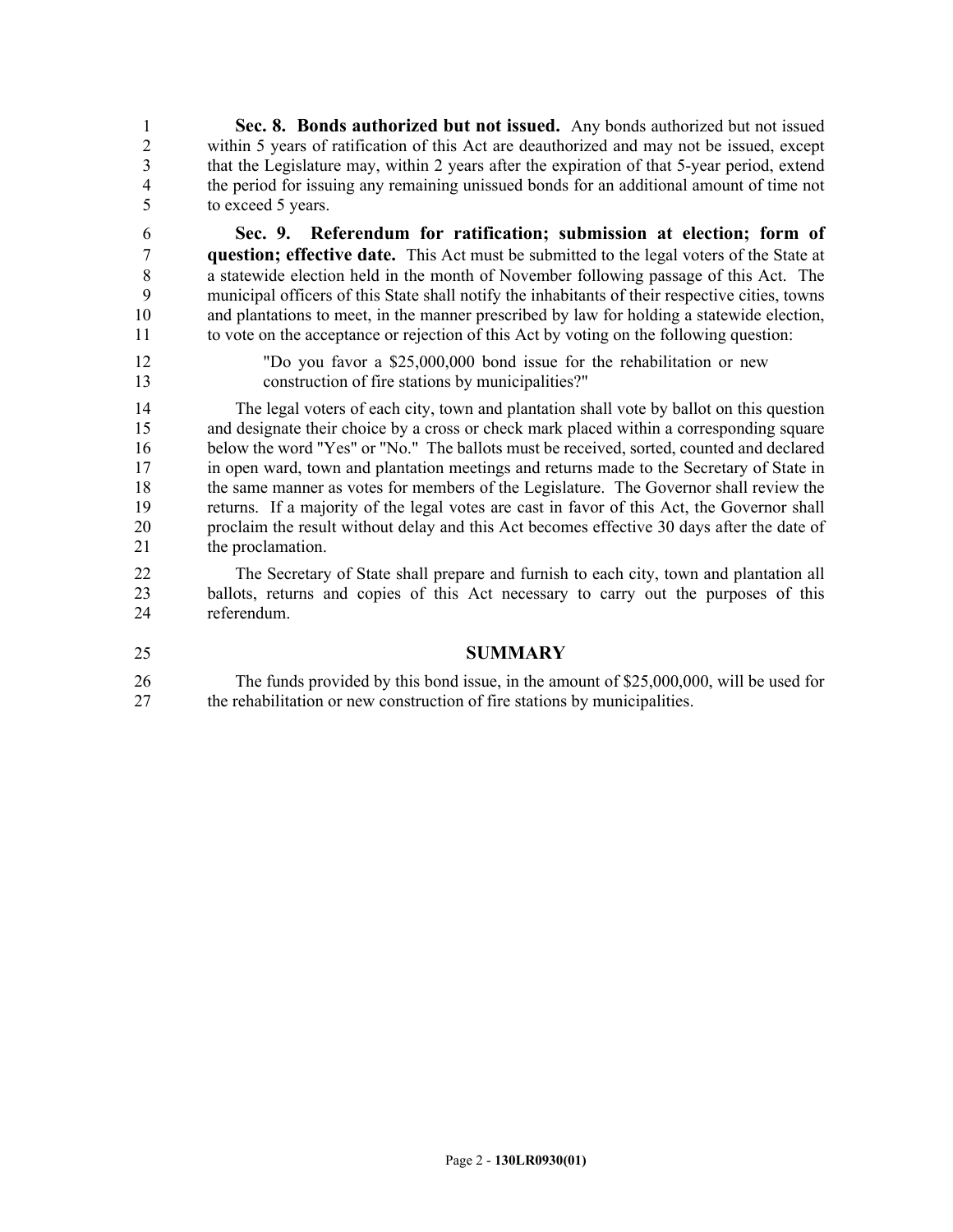**Sec. 8. Bonds authorized but not issued.** Any bonds authorized but not issued within 5 years of ratification of this Act are deauthorized and may not be issued, except that the Legislature may, within 2 years after the expiration of that 5-year period, extend the period for issuing any remaining unissued bonds for an additional amount of time not to exceed 5 years.

**Sec. 9. Referendum for ratification; submission at election; form of question; effective date.** This Act must be submitted to the legal voters of the State at a statewide election held in the month of November following passage of this Act. The municipal officers of this State shall notify the inhabitants of their respective cities, towns and plantations to meet, in the manner prescribed by law for holding a statewide election, to vote on the acceptance or rejection of this Act by voting on the following question:

> "Do you favor a $25,000,000 bond issue for the rehabilitation or new construction of fire stations by municipalities?"

The legal voters of each city, town and plantation shall vote by ballot on this question and designate their choice by a cross or check mark placed within a corresponding square below the word "Yes" or "No." The ballots must be received, sorted, counted and declared in open ward, town and plantation meetings and returns made to the Secretary of State in the same manner as votes for members of the Legislature. The Governor shall review the returns. If a majority of the legal votes are cast in favor of this Act, the Governor shall proclaim the result without delay and this Act becomes effective 30 days after the date of the proclamation.

The Secretary of State shall prepare and furnish to each city, town and plantation all ballots, returns and copies of this Act necessary to carry out the purposes of this referendum.

## SUMMARY

The funds provided by this bond issue, in the amount of $25,000,000, will be used for the rehabilitation or new construction of fire stations by municipalities.